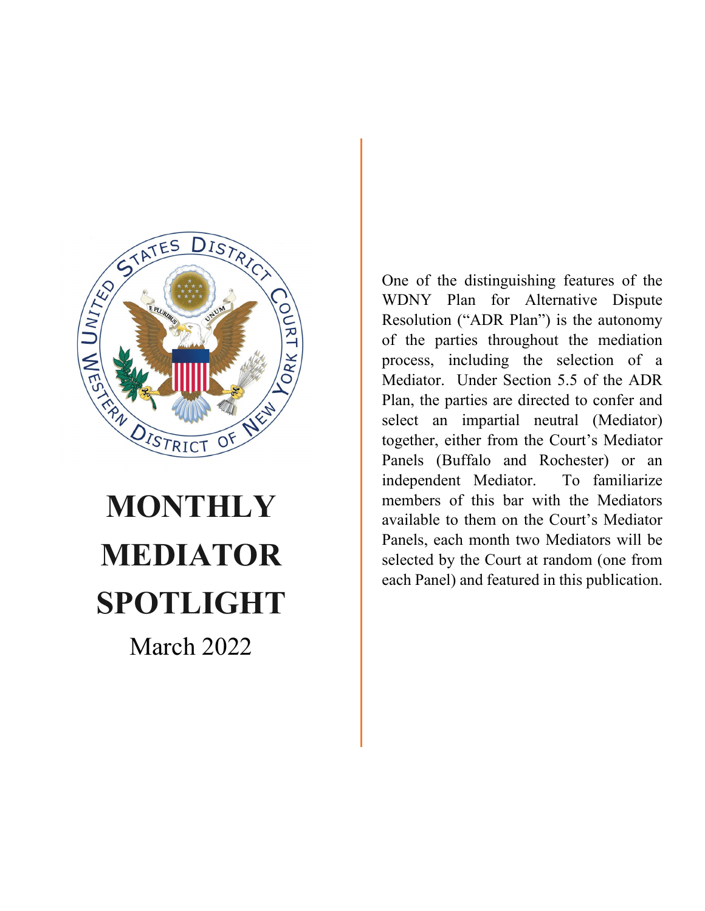# MONTHLY MEDIATOR SPOTLIGHT

March 2022

One of the distinguishing features of the WDNY Plan for Alternative Dispute Resolution ("ADR Plan") is the autonomy of the parties throughout the mediation process, including the selection of a Mediator. Under Section 5.5 of the ADR Plan, the parties are directed to confer and select an impartial neutral (Mediator) together, either from the Court's Mediator Panels (Buffalo and Rochester) or an independent Mediator. To familiarize members of this bar with the Mediators available to them on the Court's Mediator Panels, each month two Mediators will be selected by the Court at random (one from each Panel) and featured in this publication.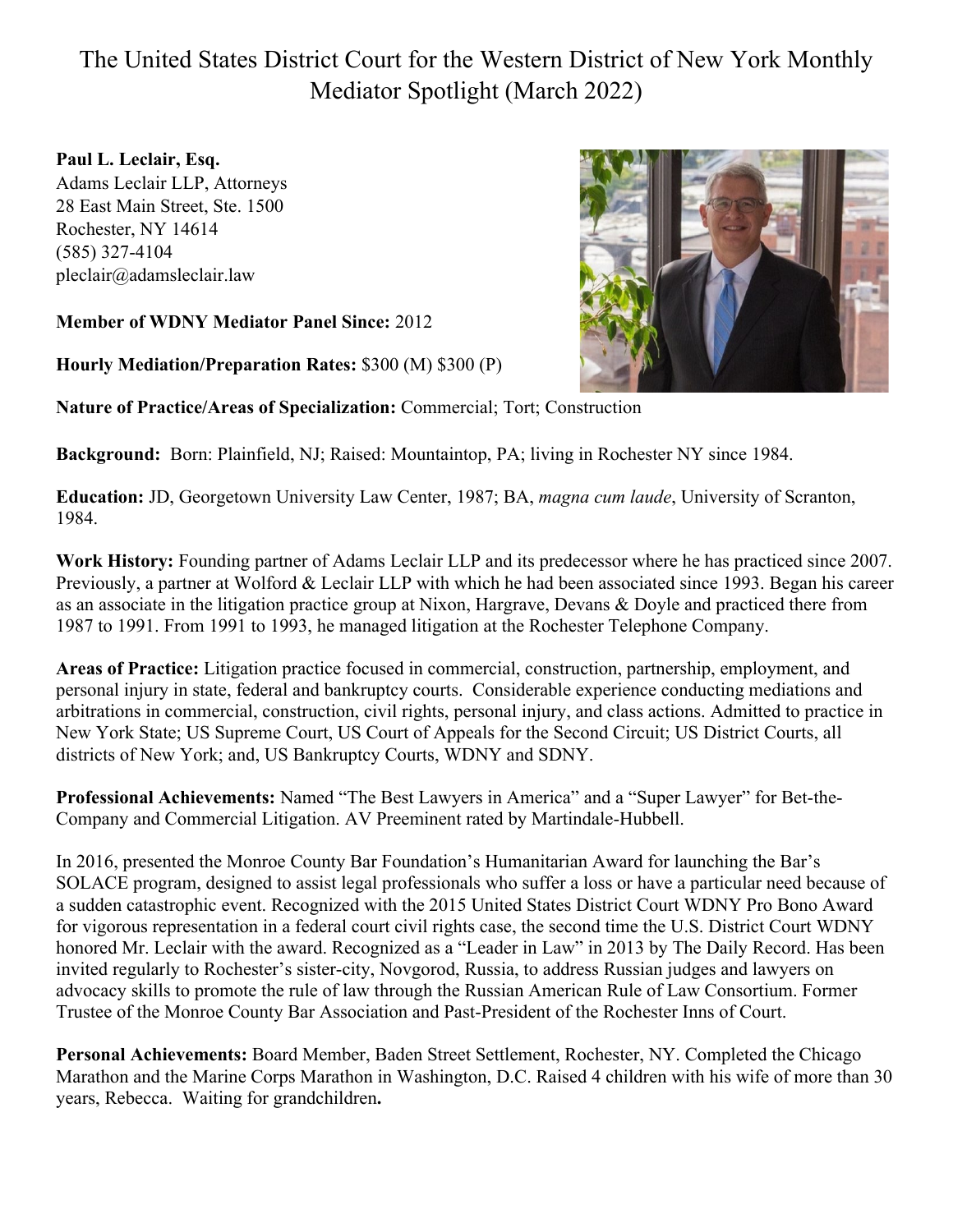# The United States District Court for the Western District of New York Monthly Mediator Spotlight (March 2022)

**Paul L. Leclair, Esq.**
Adams Leclair LLP, Attorneys
28 East Main Street, Ste. 1500
Rochester, NY 14614
(585) 327-4104
pleclair@adamsleclair.law

**Member of WDNY Mediator Panel Since:** 2012

**Hourly Mediation/Preparation Rates:** $300 (M) $300 (P)

**Nature of Practice/Areas of Specialization:** Commercial; Tort; Construction

**Background:** Born: Plainfield, NJ; Raised: Mountaintop, PA; living in Rochester NY since 1984.

**Education:** JD, Georgetown University Law Center, 1987; BA, *magna cum laude*, University of Scranton, 1984.

**Work History:** Founding partner of Adams Leclair LLP and its predecessor where he has practiced since 2007. Previously, a partner at Wolford & Leclair LLP with which he had been associated since 1993. Began his career as an associate in the litigation practice group at Nixon, Hargrave, Devans & Doyle and practiced there from 1987 to 1991. From 1991 to 1993, he managed litigation at the Rochester Telephone Company.

**Areas of Practice:** Litigation practice focused in commercial, construction, partnership, employment, and personal injury in state, federal and bankruptcy courts. Considerable experience conducting mediations and arbitrations in commercial, construction, civil rights, personal injury, and class actions. Admitted to practice in New York State; US Supreme Court, US Court of Appeals for the Second Circuit; US District Courts, all districts of New York; and, US Bankruptcy Courts, WDNY and SDNY.

**Professional Achievements:** Named "The Best Lawyers in America" and a "Super Lawyer" for Bet-the-Company and Commercial Litigation. AV Preeminent rated by Martindale-Hubbell.

In 2016, presented the Monroe County Bar Foundation's Humanitarian Award for launching the Bar's SOLACE program, designed to assist legal professionals who suffer a loss or have a particular need because of a sudden catastrophic event. Recognized with the 2015 United States District Court WDNY Pro Bono Award for vigorous representation in a federal court civil rights case, the second time the U.S. District Court WDNY honored Mr. Leclair with the award. Recognized as a "Leader in Law" in 2013 by The Daily Record. Has been invited regularly to Rochester's sister-city, Novgorod, Russia, to address Russian judges and lawyers on advocacy skills to promote the rule of law through the Russian American Rule of Law Consortium. Former Trustee of the Monroe County Bar Association and Past-President of the Rochester Inns of Court.

**Personal Achievements:** Board Member, Baden Street Settlement, Rochester, NY. Completed the Chicago Marathon and the Marine Corps Marathon in Washington, D.C. Raised 4 children with his wife of more than 30 years, Rebecca. Waiting for grandchildren**.**